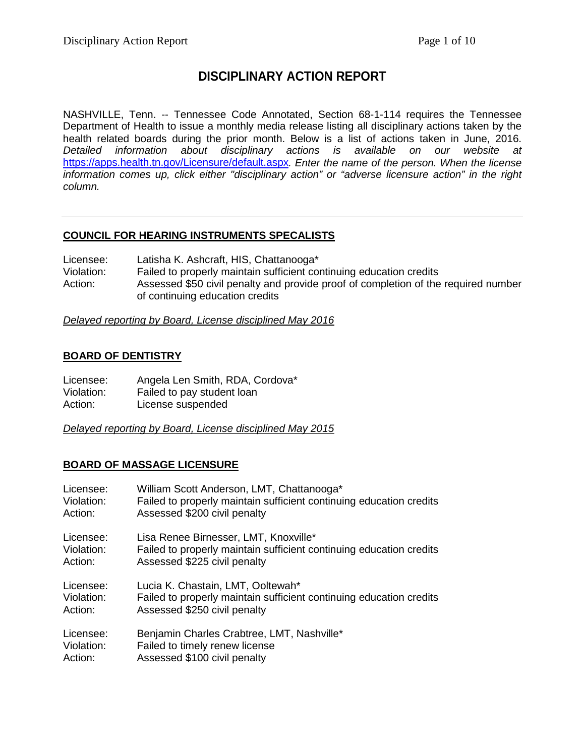# DISCIPLINARY ACTION REPORT

NASHVILLE, Tenn. -- Tennessee Code Annotated, Section 68-1-114 requires the Tennessee Department of Health to issue a monthly media release listing all disciplinary actions taken by the health related boards during the prior month. Below is a list of actions taken in June, 2016. *Detailed information about disciplinary actions is available on our website at* https://apps.health.tn.gov/Licensure/default.aspx*. Enter the name of the person. When the license information comes up, click either "disciplinary action" or "adverse licensure action" in the right column.*

---

## COUNCIL FOR HEARING INSTRUMENTS SPECALISTS

Licensee: Latisha K. Ashcraft, HIS, Chattanooga*
Violation: Failed to properly maintain sufficient continuing education credits
Action: Assessed $50 civil penalty and provide proof of completion of the required number of continuing education credits

*Delayed reporting by Board, License disciplined May 2016*

## BOARD OF DENTISTRY

Licensee: Angela Len Smith, RDA, Cordova*
Violation: Failed to pay student loan
Action: License suspended

*Delayed reporting by Board, License disciplined May 2015*

## BOARD OF MASSAGE LICENSURE

Licensee: William Scott Anderson, LMT, Chattanooga*
Violation: Failed to properly maintain sufficient continuing education credits
Action: Assessed $200 civil penalty

Licensee: Lisa Renee Birnesser, LMT, Knoxville*
Violation: Failed to properly maintain sufficient continuing education credits
Action: Assessed $225 civil penalty

Licensee: Lucia K. Chastain, LMT, Ooltewah*
Violation: Failed to properly maintain sufficient continuing education credits
Action: Assessed $250 civil penalty

Licensee: Benjamin Charles Crabtree, LMT, Nashville*
Violation: Failed to timely renew license
Action: Assessed $100 civil penalty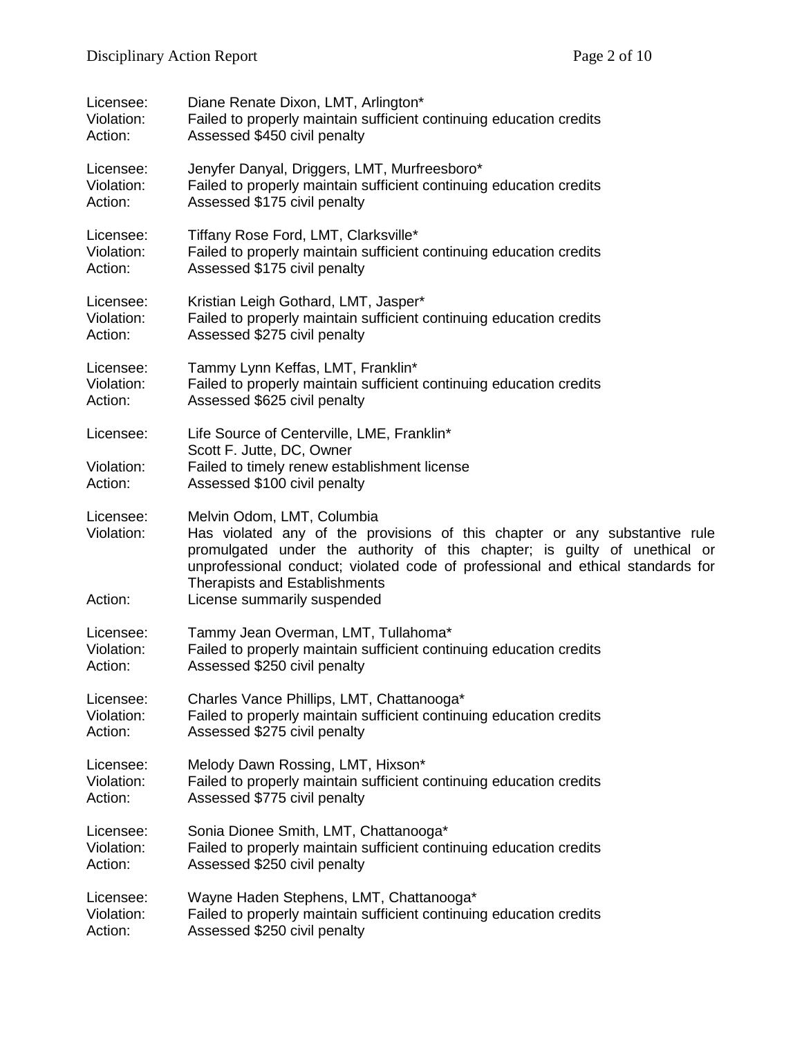Licensee: Diane Renate Dixon, LMT, Arlington*
Violation: Failed to properly maintain sufficient continuing education credits
Action: Assessed $450 civil penalty

Licensee: Jenyfer Danyal, Driggers, LMT, Murfreesboro*
Violation: Failed to properly maintain sufficient continuing education credits
Action: Assessed $175 civil penalty

Licensee: Tiffany Rose Ford, LMT, Clarksville*
Violation: Failed to properly maintain sufficient continuing education credits
Action: Assessed $175 civil penalty

Licensee: Kristian Leigh Gothard, LMT, Jasper*
Violation: Failed to properly maintain sufficient continuing education credits
Action: Assessed $275 civil penalty

Licensee: Tammy Lynn Keffas, LMT, Franklin*
Violation: Failed to properly maintain sufficient continuing education credits
Action: Assessed $625 civil penalty

Licensee: Life Source of Centerville, LME, Franklin*
Scott F. Jutte, DC, Owner
Violation: Failed to timely renew establishment license
Action: Assessed $100 civil penalty

Licensee: Melvin Odom, LMT, Columbia
Violation: Has violated any of the provisions of this chapter or any substantive rule promulgated under the authority of this chapter; is guilty of unethical or unprofessional conduct; violated code of professional and ethical standards for Therapists and Establishments
Action: License summarily suspended

Licensee: Tammy Jean Overman, LMT, Tullahoma*
Violation: Failed to properly maintain sufficient continuing education credits
Action: Assessed $250 civil penalty

Licensee: Charles Vance Phillips, LMT, Chattanooga*
Violation: Failed to properly maintain sufficient continuing education credits
Action: Assessed $275 civil penalty

Licensee: Melody Dawn Rossing, LMT, Hixson*
Violation: Failed to properly maintain sufficient continuing education credits
Action: Assessed $775 civil penalty

Licensee: Sonia Dionee Smith, LMT, Chattanooga*
Violation: Failed to properly maintain sufficient continuing education credits
Action: Assessed $250 civil penalty

Licensee: Wayne Haden Stephens, LMT, Chattanooga*
Violation: Failed to properly maintain sufficient continuing education credits
Action: Assessed $250 civil penalty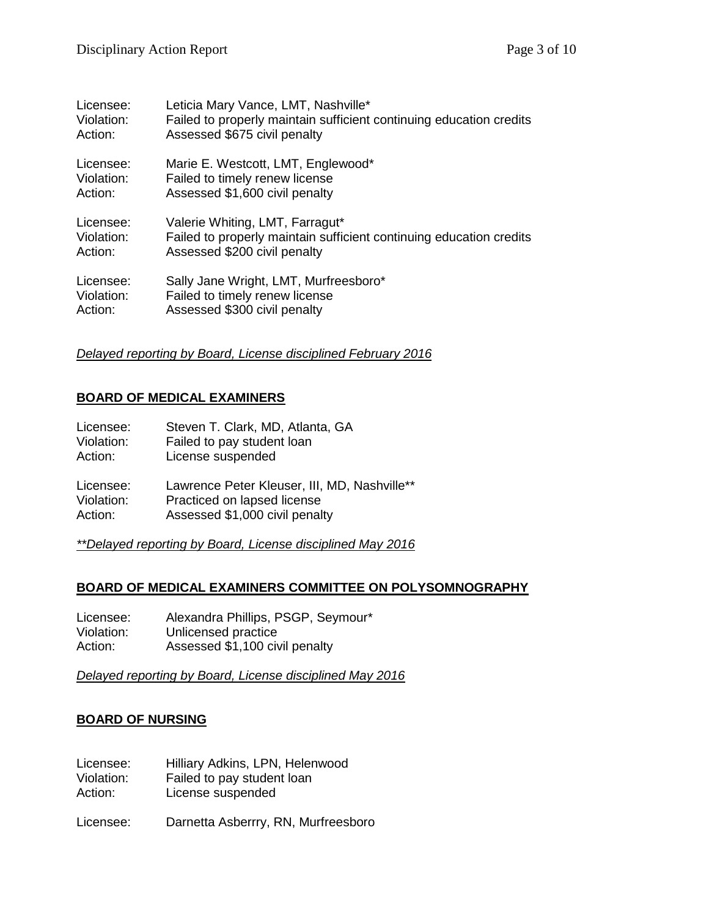Licensee: Leticia Mary Vance, LMT, Nashville*
Violation: Failed to properly maintain sufficient continuing education credits
Action: Assessed $675 civil penalty

Licensee: Marie E. Westcott, LMT, Englewood*
Violation: Failed to timely renew license
Action: Assessed $1,600 civil penalty

Licensee: Valerie Whiting, LMT, Farragut*
Violation: Failed to properly maintain sufficient continuing education credits
Action: Assessed $200 civil penalty

Licensee: Sally Jane Wright, LMT, Murfreesboro*
Violation: Failed to timely renew license
Action: Assessed $300 civil penalty

*Delayed reporting by Board, License disciplined February 2016*

## BOARD OF MEDICAL EXAMINERS

Licensee: Steven T. Clark, MD, Atlanta, GA
Violation: Failed to pay student loan
Action: License suspended

Licensee: Lawrence Peter Kleuser, III, MD, Nashville**
Violation: Practiced on lapsed license
Action: Assessed $1,000 civil penalty

*\*\*Delayed reporting by Board, License disciplined May 2016*

## BOARD OF MEDICAL EXAMINERS COMMITTEE ON POLYSOMNOGRAPHY

Licensee: Alexandra Phillips, PSGP, Seymour*
Violation: Unlicensed practice
Action: Assessed $1,100 civil penalty

*Delayed reporting by Board, License disciplined May 2016*

## BOARD OF NURSING

Licensee: Hilliary Adkins, LPN, Helenwood
Violation: Failed to pay student loan
Action: License suspended

Licensee: Darnetta Asberrry, RN, Murfreesboro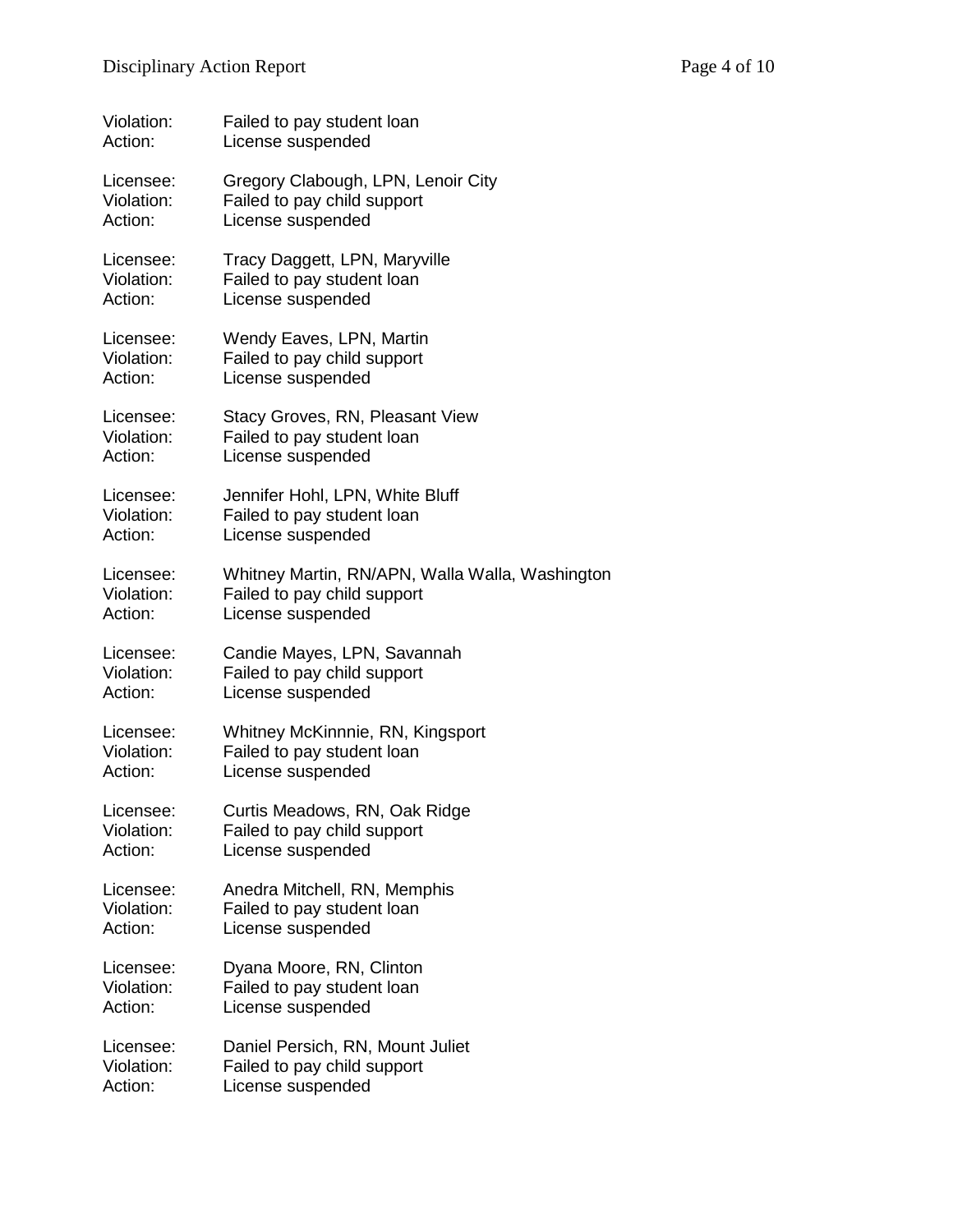Violation: Failed to pay student loan
Action: License suspended

Licensee: Gregory Clabough, LPN, Lenoir City
Violation: Failed to pay child support
Action: License suspended

Licensee: Tracy Daggett, LPN, Maryville
Violation: Failed to pay student loan
Action: License suspended

Licensee: Wendy Eaves, LPN, Martin
Violation: Failed to pay child support
Action: License suspended

Licensee: Stacy Groves, RN, Pleasant View
Violation: Failed to pay student loan
Action: License suspended

Licensee: Jennifer Hohl, LPN, White Bluff
Violation: Failed to pay student loan
Action: License suspended

Licensee: Whitney Martin, RN/APN, Walla Walla, Washington
Violation: Failed to pay child support
Action: License suspended

Licensee: Candie Mayes, LPN, Savannah
Violation: Failed to pay child support
Action: License suspended

Licensee: Whitney McKinnnie, RN, Kingsport
Violation: Failed to pay student loan
Action: License suspended

Licensee: Curtis Meadows, RN, Oak Ridge
Violation: Failed to pay child support
Action: License suspended

Licensee: Anedra Mitchell, RN, Memphis
Violation: Failed to pay student loan
Action: License suspended

Licensee: Dyana Moore, RN, Clinton
Violation: Failed to pay student loan
Action: License suspended

Licensee: Daniel Persich, RN, Mount Juliet
Violation: Failed to pay child support
Action: License suspended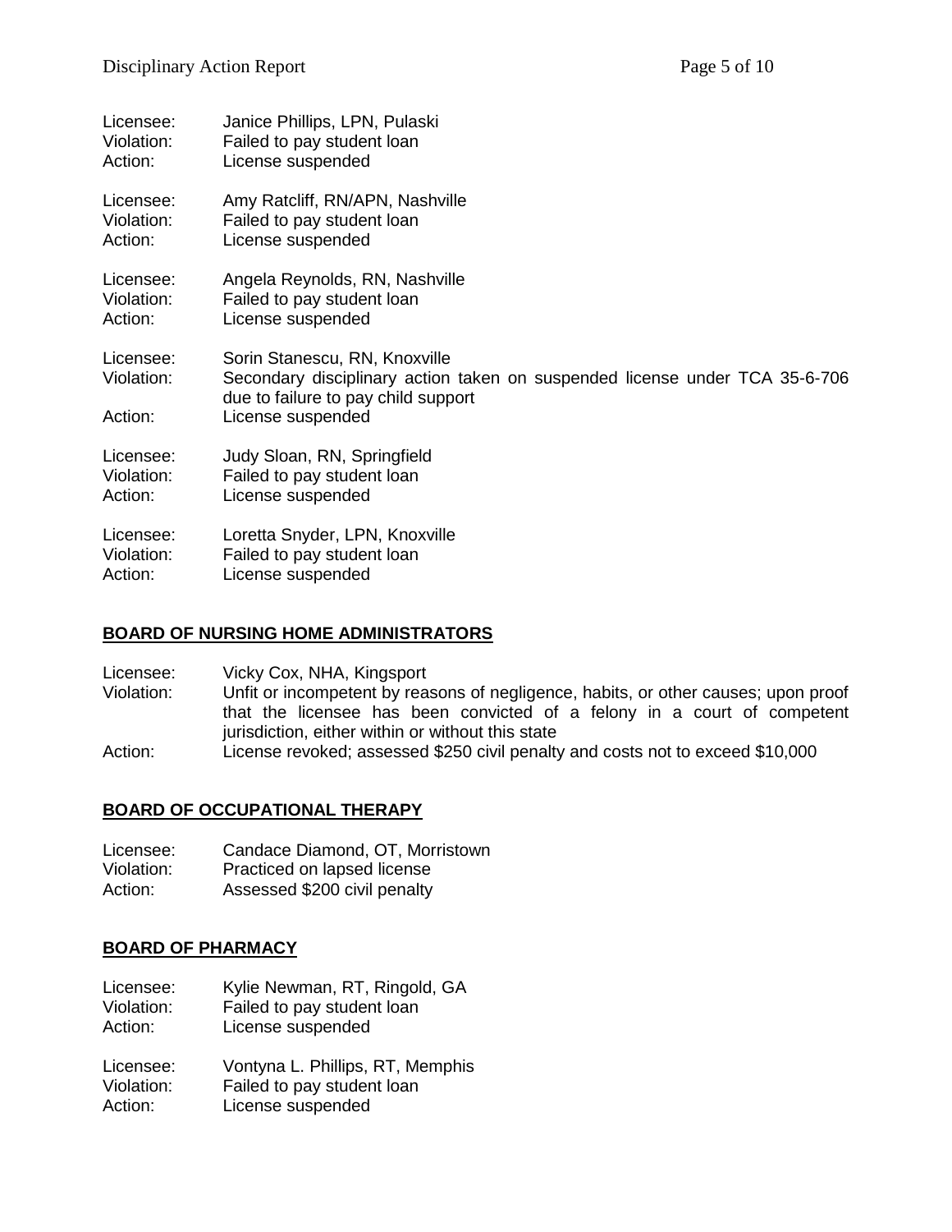Licensee: Janice Phillips, LPN, Pulaski
Violation: Failed to pay student loan
Action: License suspended

Licensee: Amy Ratcliff, RN/APN, Nashville
Violation: Failed to pay student loan
Action: License suspended

Licensee: Angela Reynolds, RN, Nashville
Violation: Failed to pay student loan
Action: License suspended

Licensee: Sorin Stanescu, RN, Knoxville
Violation: Secondary disciplinary action taken on suspended license under TCA 35-6-706 due to failure to pay child support
Action: License suspended

Licensee: Judy Sloan, RN, Springfield
Violation: Failed to pay student loan
Action: License suspended

Licensee: Loretta Snyder, LPN, Knoxville
Violation: Failed to pay student loan
Action: License suspended

## BOARD OF NURSING HOME ADMINISTRATORS

Licensee: Vicky Cox, NHA, Kingsport
Violation: Unfit or incompetent by reasons of negligence, habits, or other causes; upon proof that the licensee has been convicted of a felony in a court of competent jurisdiction, either within or without this state
Action: License revoked; assessed $250 civil penalty and costs not to exceed $10,000

## BOARD OF OCCUPATIONAL THERAPY

Licensee: Candace Diamond, OT, Morristown
Violation: Practiced on lapsed license
Action: Assessed $200 civil penalty

## BOARD OF PHARMACY

Licensee: Kylie Newman, RT, Ringold, GA
Violation: Failed to pay student loan
Action: License suspended

Licensee: Vontyna L. Phillips, RT, Memphis
Violation: Failed to pay student loan
Action: License suspended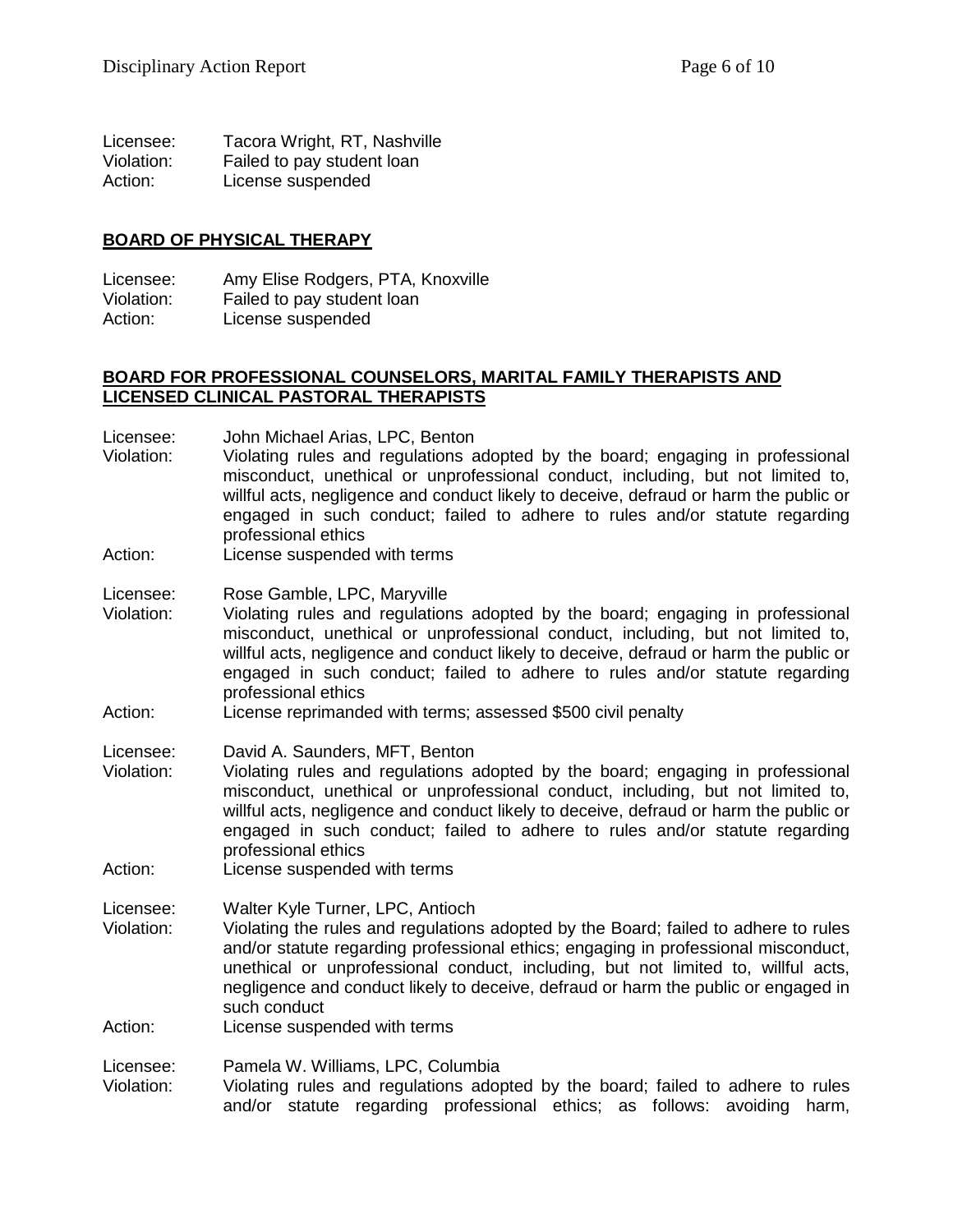Licensee: Tacora Wright, RT, Nashville
Violation: Failed to pay student loan
Action: License suspended

**BOARD OF PHYSICAL THERAPY**

Licensee: Amy Elise Rodgers, PTA, Knoxville
Violation: Failed to pay student loan
Action: License suspended

**BOARD FOR PROFESSIONAL COUNSELORS, MARITAL FAMILY THERAPISTS AND LICENSED CLINICAL PASTORAL THERAPISTS**

Licensee: John Michael Arias, LPC, Benton
Violation: Violating rules and regulations adopted by the board; engaging in professional misconduct, unethical or unprofessional conduct, including, but not limited to, willful acts, negligence and conduct likely to deceive, defraud or harm the public or engaged in such conduct; failed to adhere to rules and/or statute regarding professional ethics
Action: License suspended with terms

Licensee: Rose Gamble, LPC, Maryville
Violation: Violating rules and regulations adopted by the board; engaging in professional misconduct, unethical or unprofessional conduct, including, but not limited to, willful acts, negligence and conduct likely to deceive, defraud or harm the public or engaged in such conduct; failed to adhere to rules and/or statute regarding professional ethics
Action: License reprimanded with terms; assessed $500 civil penalty

Licensee: David A. Saunders, MFT, Benton
Violation: Violating rules and regulations adopted by the board; engaging in professional misconduct, unethical or unprofessional conduct, including, but not limited to, willful acts, negligence and conduct likely to deceive, defraud or harm the public or engaged in such conduct; failed to adhere to rules and/or statute regarding professional ethics
Action: License suspended with terms

Licensee: Walter Kyle Turner, LPC, Antioch
Violation: Violating the rules and regulations adopted by the Board; failed to adhere to rules and/or statute regarding professional ethics; engaging in professional misconduct, unethical or unprofessional conduct, including, but not limited to, willful acts, negligence and conduct likely to deceive, defraud or harm the public or engaged in such conduct
Action: License suspended with terms

Licensee: Pamela W. Williams, LPC, Columbia
Violation: Violating rules and regulations adopted by the board; failed to adhere to rules and/or statute regarding professional ethics; as follows: avoiding harm,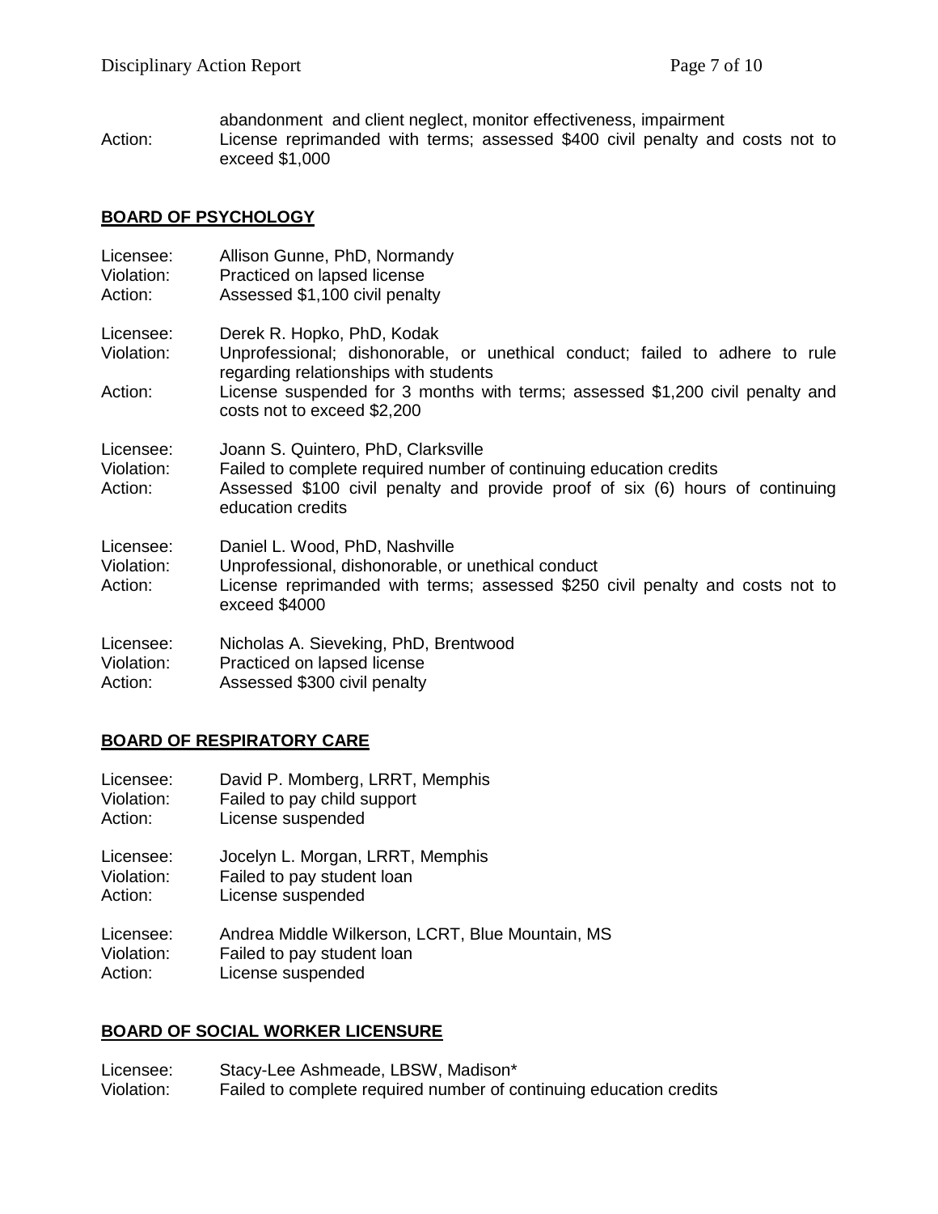abandonment and client neglect, monitor effectiveness, impairment
Action: License reprimanded with terms; assessed $400 civil penalty and costs not to exceed $1,000

## **BOARD OF PSYCHOLOGY**

Licensee: Allison Gunne, PhD, Normandy
Violation: Practiced on lapsed license
Action: Assessed $1,100 civil penalty

Licensee: Derek R. Hopko, PhD, Kodak
Violation: Unprofessional; dishonorable, or unethical conduct; failed to adhere to rule regarding relationships with students
Action: License suspended for 3 months with terms; assessed $1,200 civil penalty and costs not to exceed $2,200

Licensee: Joann S. Quintero, PhD, Clarksville
Violation: Failed to complete required number of continuing education credits
Action: Assessed $100 civil penalty and provide proof of six (6) hours of continuing education credits

Licensee: Daniel L. Wood, PhD, Nashville
Violation: Unprofessional, dishonorable, or unethical conduct
Action: License reprimanded with terms; assessed $250 civil penalty and costs not to exceed $4000

Licensee: Nicholas A. Sieveking, PhD, Brentwood
Violation: Practiced on lapsed license
Action: Assessed $300 civil penalty

## **BOARD OF RESPIRATORY CARE**

Licensee: David P. Momberg, LRRT, Memphis
Violation: Failed to pay child support
Action: License suspended

Licensee: Jocelyn L. Morgan, LRRT, Memphis
Violation: Failed to pay student loan
Action: License suspended

Licensee: Andrea Middle Wilkerson, LCRT, Blue Mountain, MS
Violation: Failed to pay student loan
Action: License suspended

## **BOARD OF SOCIAL WORKER LICENSURE**

Licensee: Stacy-Lee Ashmeade, LBSW, Madison*
Violation: Failed to complete required number of continuing education credits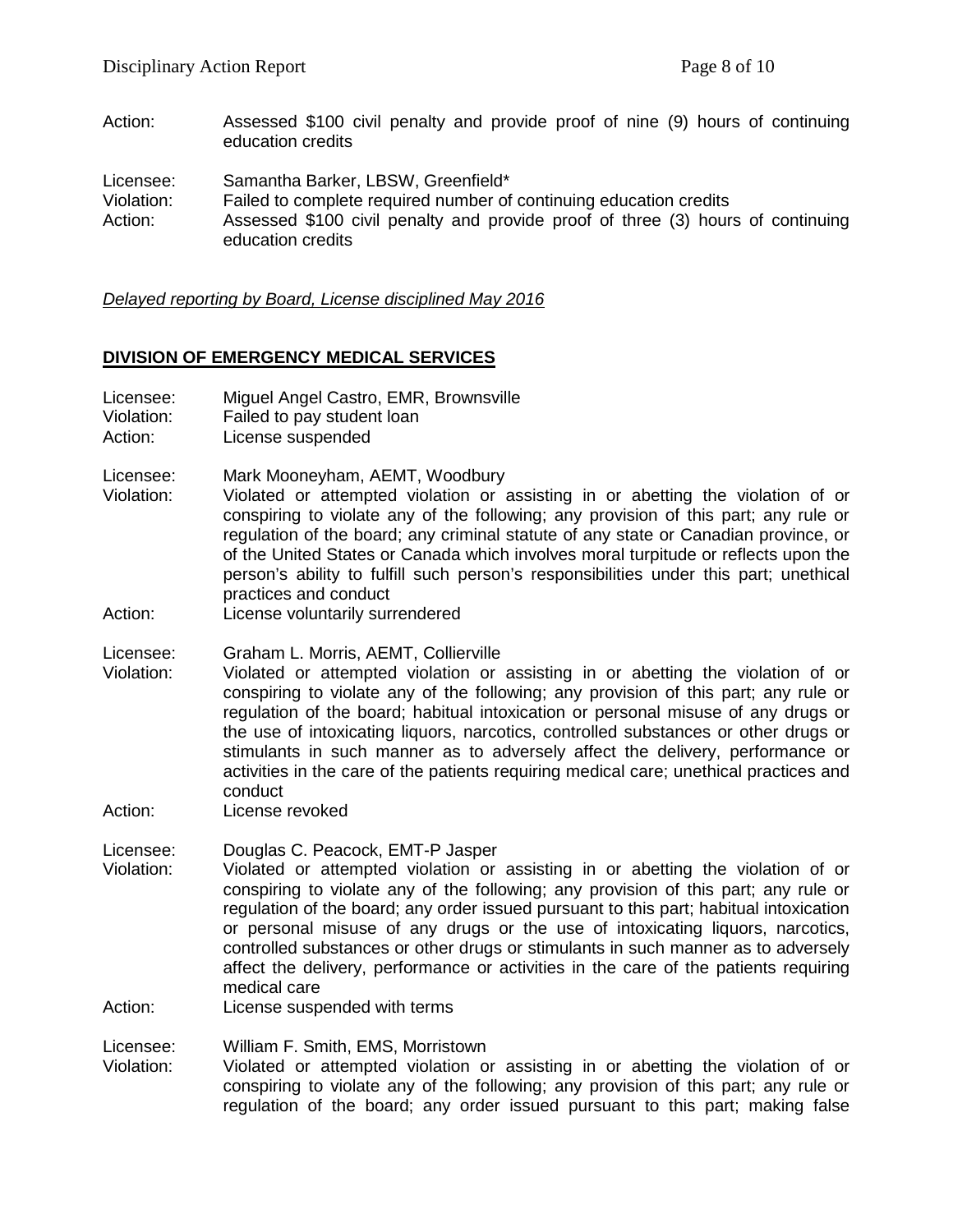Action: Assessed $100 civil penalty and provide proof of nine (9) hours of continuing education credits

Licensee: Samantha Barker, LBSW, Greenfield*
Violation: Failed to complete required number of continuing education credits
Action: Assessed $100 civil penalty and provide proof of three (3) hours of continuing education credits

*Delayed reporting by Board, License disciplined May 2016*

## DIVISION OF EMERGENCY MEDICAL SERVICES

Licensee: Miguel Angel Castro, EMR, Brownsville
Violation: Failed to pay student loan
Action: License suspended

Licensee: Mark Mooneyham, AEMT, Woodbury
Violation: Violated or attempted violation or assisting in or abetting the violation of or conspiring to violate any of the following; any provision of this part; any rule or regulation of the board; any criminal statute of any state or Canadian province, or of the United States or Canada which involves moral turpitude or reflects upon the person's ability to fulfill such person's responsibilities under this part; unethical practices and conduct
Action: License voluntarily surrendered

Licensee: Graham L. Morris, AEMT, Collierville
Violation: Violated or attempted violation or assisting in or abetting the violation of or conspiring to violate any of the following; any provision of this part; any rule or regulation of the board; habitual intoxication or personal misuse of any drugs or the use of intoxicating liquors, narcotics, controlled substances or other drugs or stimulants in such manner as to adversely affect the delivery, performance or activities in the care of the patients requiring medical care; unethical practices and conduct
Action: License revoked

Licensee: Douglas C. Peacock, EMT-P Jasper
Violation: Violated or attempted violation or assisting in or abetting the violation of or conspiring to violate any of the following; any provision of this part; any rule or regulation of the board; any order issued pursuant to this part; habitual intoxication or personal misuse of any drugs or the use of intoxicating liquors, narcotics, controlled substances or other drugs or stimulants in such manner as to adversely affect the delivery, performance or activities in the care of the patients requiring medical care
Action: License suspended with terms

Licensee: William F. Smith, EMS, Morristown
Violation: Violated or attempted violation or assisting in or abetting the violation of or conspiring to violate any of the following; any provision of this part; any rule or regulation of the board; any order issued pursuant to this part; making false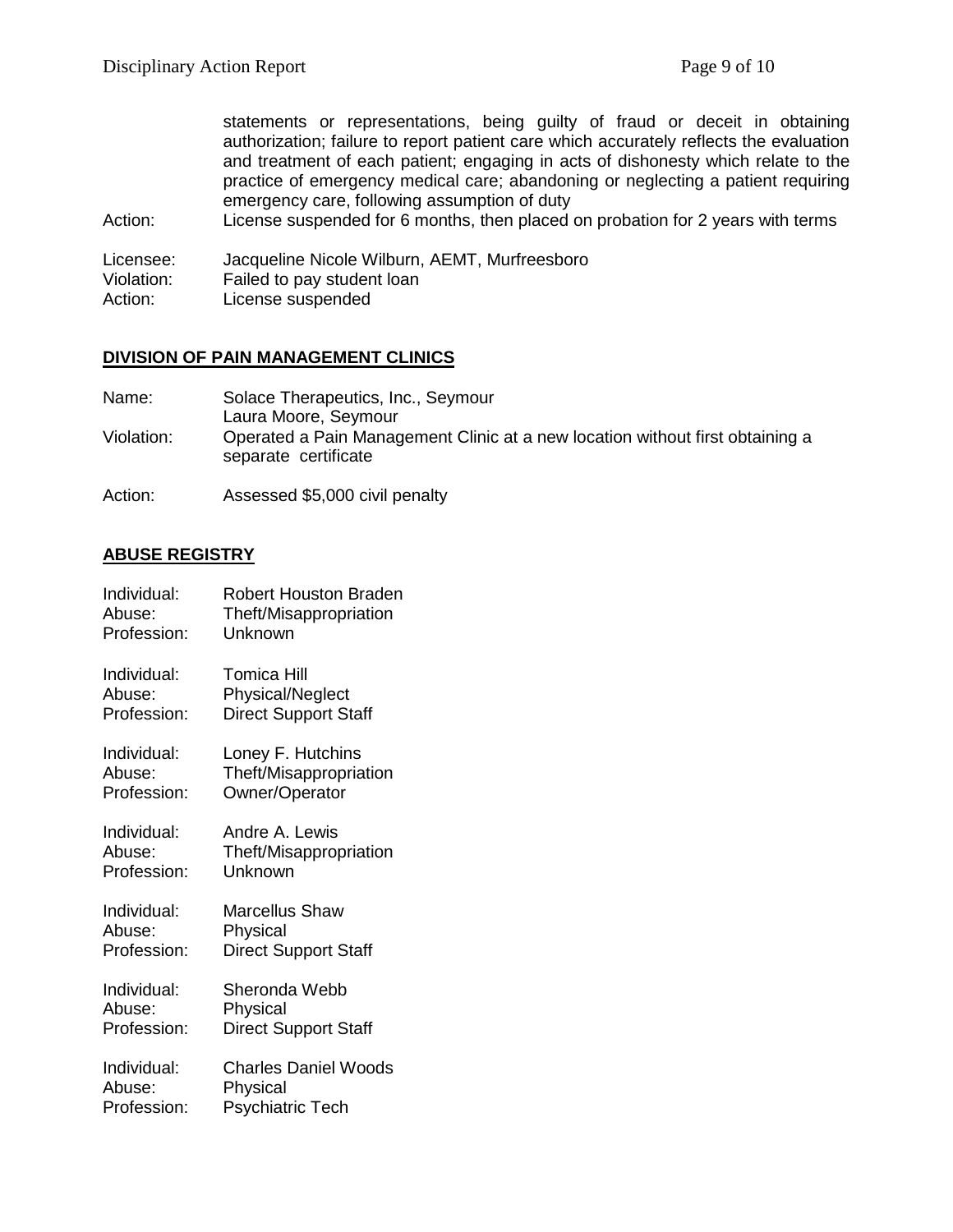statements or representations, being guilty of fraud or deceit in obtaining authorization; failure to report patient care which accurately reflects the evaluation and treatment of each patient; engaging in acts of dishonesty which relate to the practice of emergency medical care; abandoning or neglecting a patient requiring emergency care, following assumption of duty

Action: License suspended for 6 months, then placed on probation for 2 years with terms

Licensee: Jacqueline Nicole Wilburn, AEMT, Murfreesboro
Violation: Failed to pay student loan
Action: License suspended

## DIVISION OF PAIN MANAGEMENT CLINICS

Name: Solace Therapeutics, Inc., Seymour
Laura Moore, Seymour
Violation: Operated a Pain Management Clinic at a new location without first obtaining a separate certificate

Action: Assessed $5,000 civil penalty

## ABUSE REGISTRY

Individual: Robert Houston Braden
Abuse: Theft/Misappropriation
Profession: Unknown

Individual: Tomica Hill
Abuse: Physical/Neglect
Profession: Direct Support Staff

Individual: Loney F. Hutchins
Abuse: Theft/Misappropriation
Profession: Owner/Operator

Individual: Andre A. Lewis
Abuse: Theft/Misappropriation
Profession: Unknown

Individual: Marcellus Shaw
Abuse: Physical
Profession: Direct Support Staff

Individual: Sheronda Webb
Abuse: Physical
Profession: Direct Support Staff

Individual: Charles Daniel Woods
Abuse: Physical
Profession: Psychiatric Tech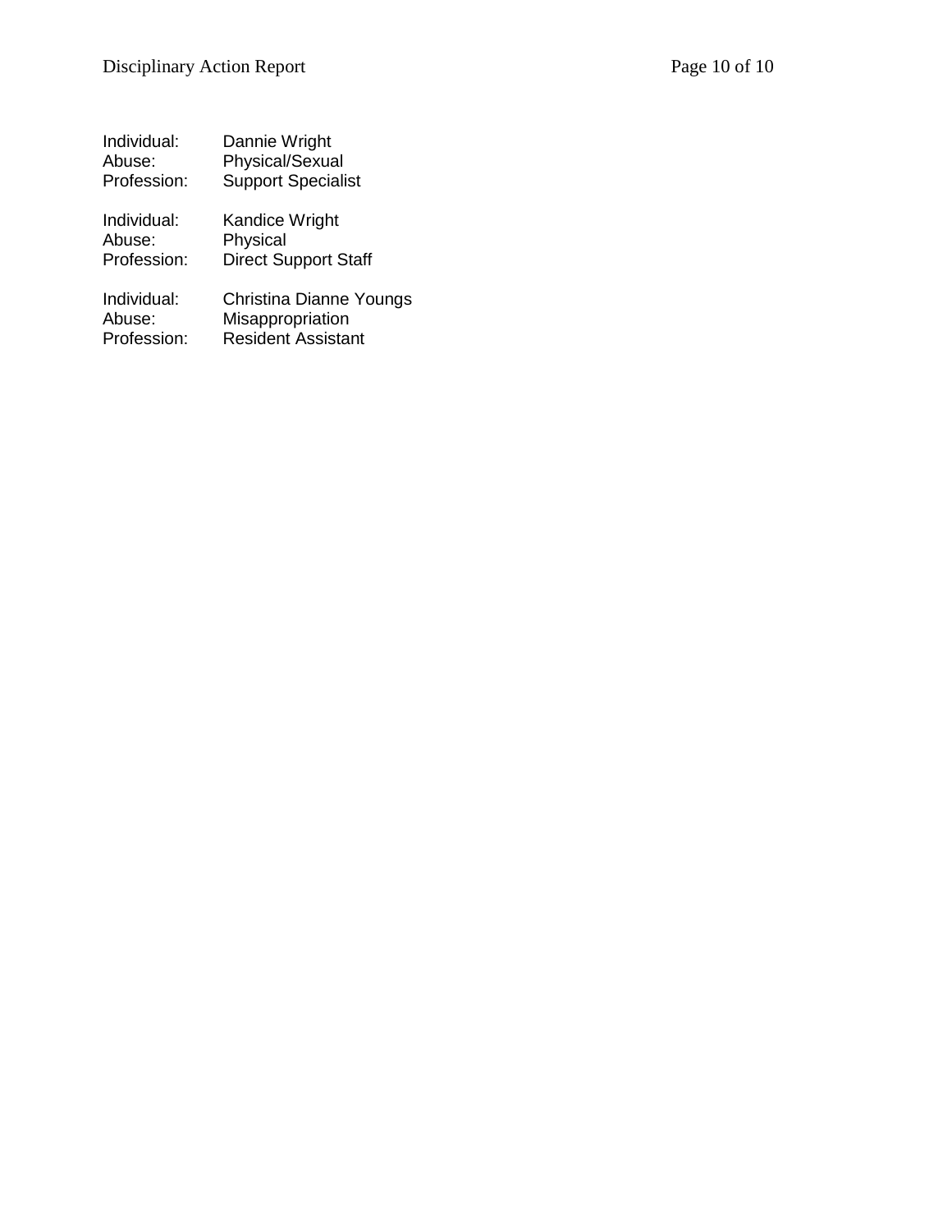Individual: Dannie Wright
Abuse: Physical/Sexual
Profession: Support Specialist

Individual: Kandice Wright
Abuse: Physical
Profession: Direct Support Staff

Individual: Christina Dianne Youngs
Abuse: Misappropriation
Profession: Resident Assistant